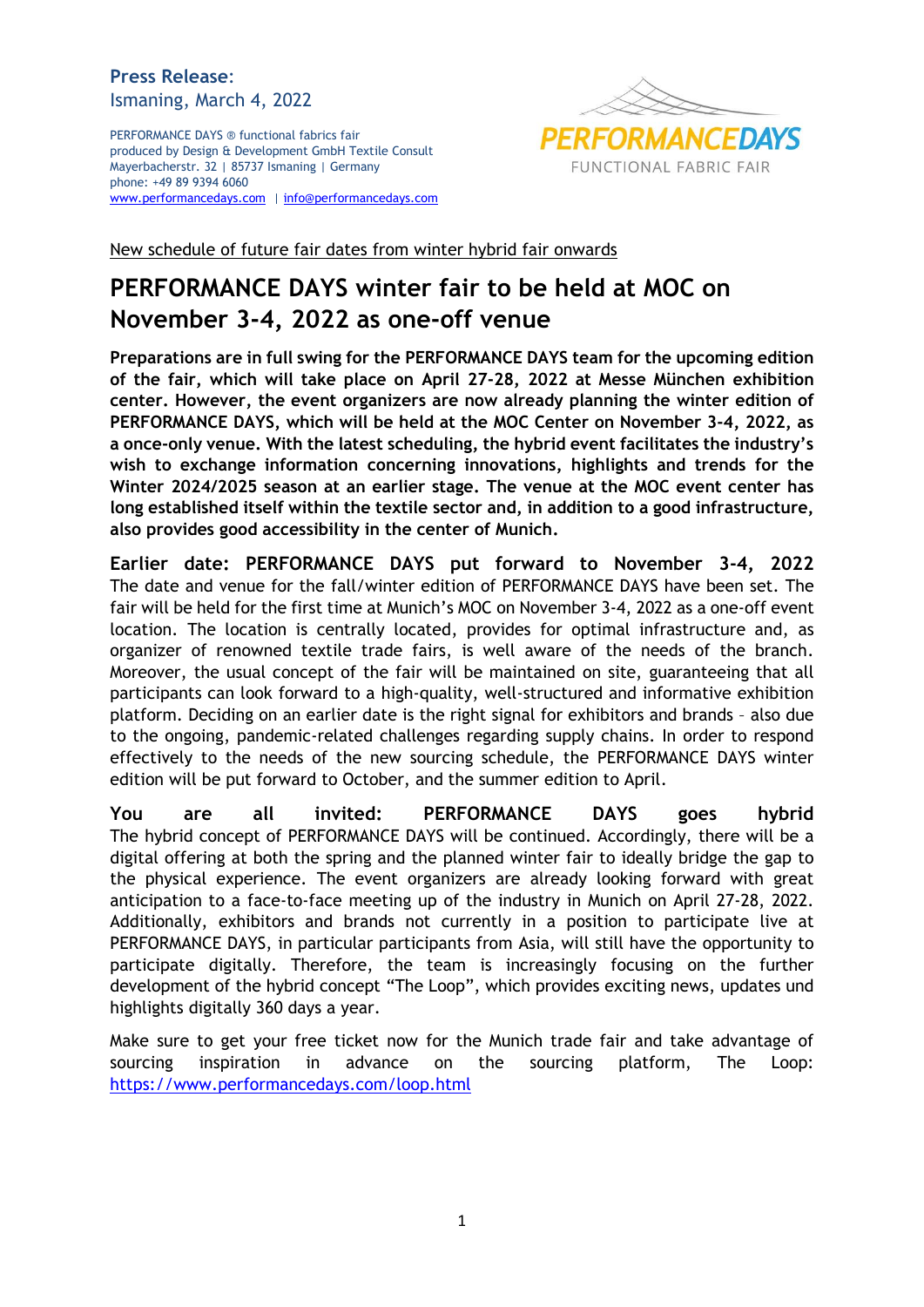**Press Release:**
Ismaning, March 4, 2022

PERFORMANCE DAYS ® functional fabrics fair
produced by Design & Development GmbH Textile Consult
Mayerbacherstr. 32 | 85737 Ismaning | Germany
phone: +49 89 9394 6060
www.performancedays.com | info@performancedays.com

PERFORMANCEDAYS
FUNCTIONAL FABRIC FAIR

New schedule of future fair dates from winter hybrid fair onwards

# PERFORMANCE DAYS winter fair to be held at MOC on November 3-4, 2022 as one-off venue

**Preparations are in full swing for the PERFORMANCE DAYS team for the upcoming edition of the fair, which will take place on April 27-28, 2022 at Messe München exhibition center. However, the event organizers are now already planning the winter edition of PERFORMANCE DAYS, which will be held at the MOC Center on November 3-4, 2022, as a once-only venue. With the latest scheduling, the hybrid event facilitates the industry's wish to exchange information concerning innovations, highlights and trends for the Winter 2024/2025 season at an earlier stage. The venue at the MOC event center has long established itself within the textile sector and, in addition to a good infrastructure, also provides good accessibility in the center of Munich.**

**Earlier date: PERFORMANCE DAYS put forward to November 3-4, 2022**
The date and venue for the fall/winter edition of PERFORMANCE DAYS have been set. The fair will be held for the first time at Munich's MOC on November 3-4, 2022 as a one-off event location. The location is centrally located, provides for optimal infrastructure and, as organizer of renowned textile trade fairs, is well aware of the needs of the branch. Moreover, the usual concept of the fair will be maintained on site, guaranteeing that all participants can look forward to a high-quality, well-structured and informative exhibition platform. Deciding on an earlier date is the right signal for exhibitors and brands – also due to the ongoing, pandemic-related challenges regarding supply chains. In order to respond effectively to the needs of the new sourcing schedule, the PERFORMANCE DAYS winter edition will be put forward to October, and the summer edition to April.

**You are all invited: PERFORMANCE DAYS goes hybrid**
The hybrid concept of PERFORMANCE DAYS will be continued. Accordingly, there will be a digital offering at both the spring and the planned winter fair to ideally bridge the gap to the physical experience. The event organizers are already looking forward with great anticipation to a face-to-face meeting up of the industry in Munich on April 27-28, 2022. Additionally, exhibitors and brands not currently in a position to participate live at PERFORMANCE DAYS, in particular participants from Asia, will still have the opportunity to participate digitally. Therefore, the team is increasingly focusing on the further development of the hybrid concept "The Loop", which provides exciting news, updates und highlights digitally 360 days a year.

Make sure to get your free ticket now for the Munich trade fair and take advantage of sourcing inspiration in advance on the sourcing platform, The Loop: https://www.performancedays.com/loop.html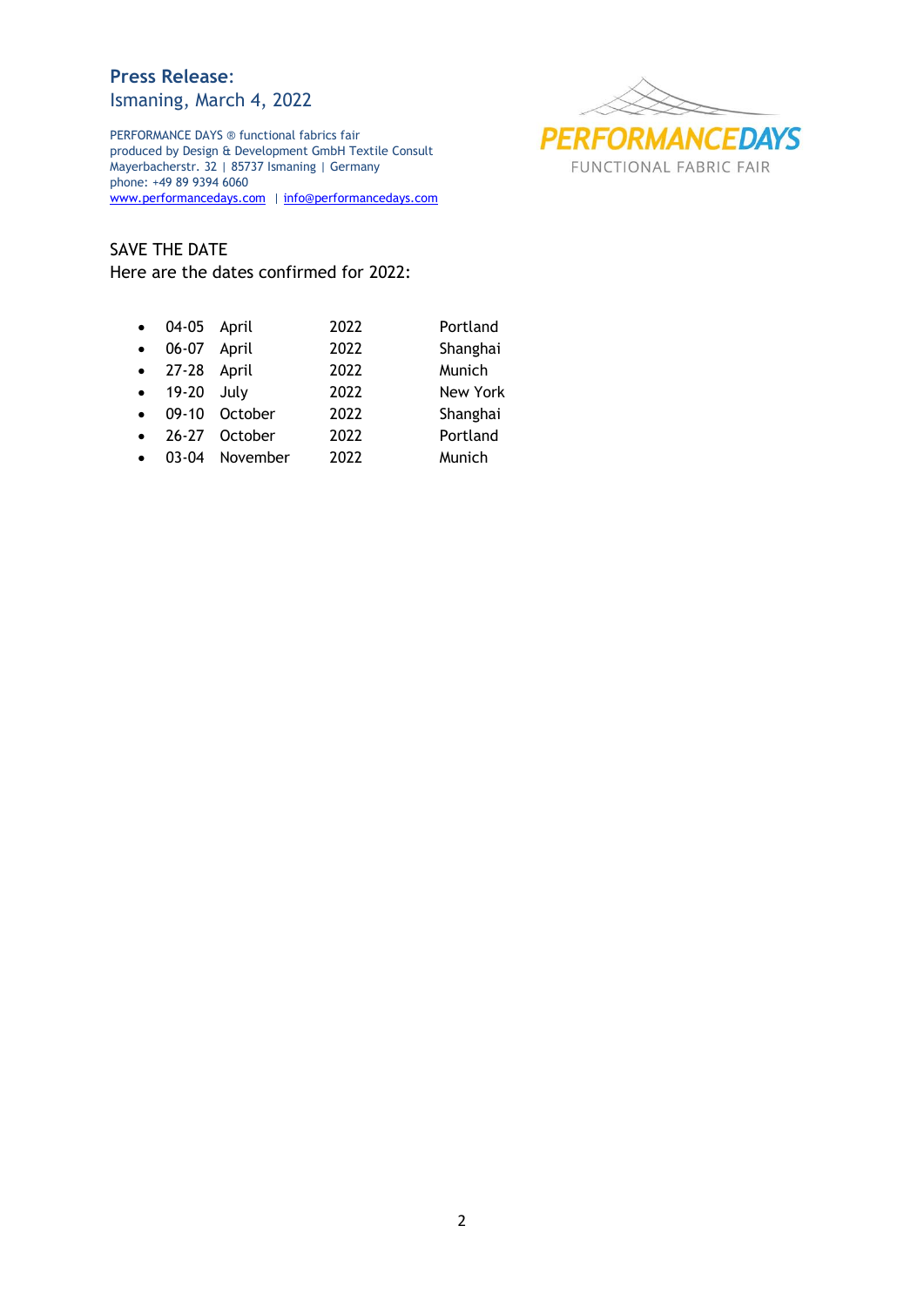**Press Release:**
Ismaning, March 4, 2022

PERFORMANCE DAYS ® functional fabrics fair
produced by Design & Development GmbH Textile Consult
Mayerbacherstr. 32 | 85737 Ismaning | Germany
phone: +49 89 9394 6060
www.performancedays.com | info@performancedays.com

PERFORMANCEDAYS
FUNCTIONAL FABRIC FAIR

SAVE THE DATE
Here are the dates confirmed for 2022:

- 04-05 April 2022 Portland
- 06-07 April 2022 Shanghai
- 27-28 April 2022 Munich
- 19-20 July 2022 New York
- 09-10 October 2022 Shanghai
- 26-27 October 2022 Portland
- 03-04 November 2022 Munich